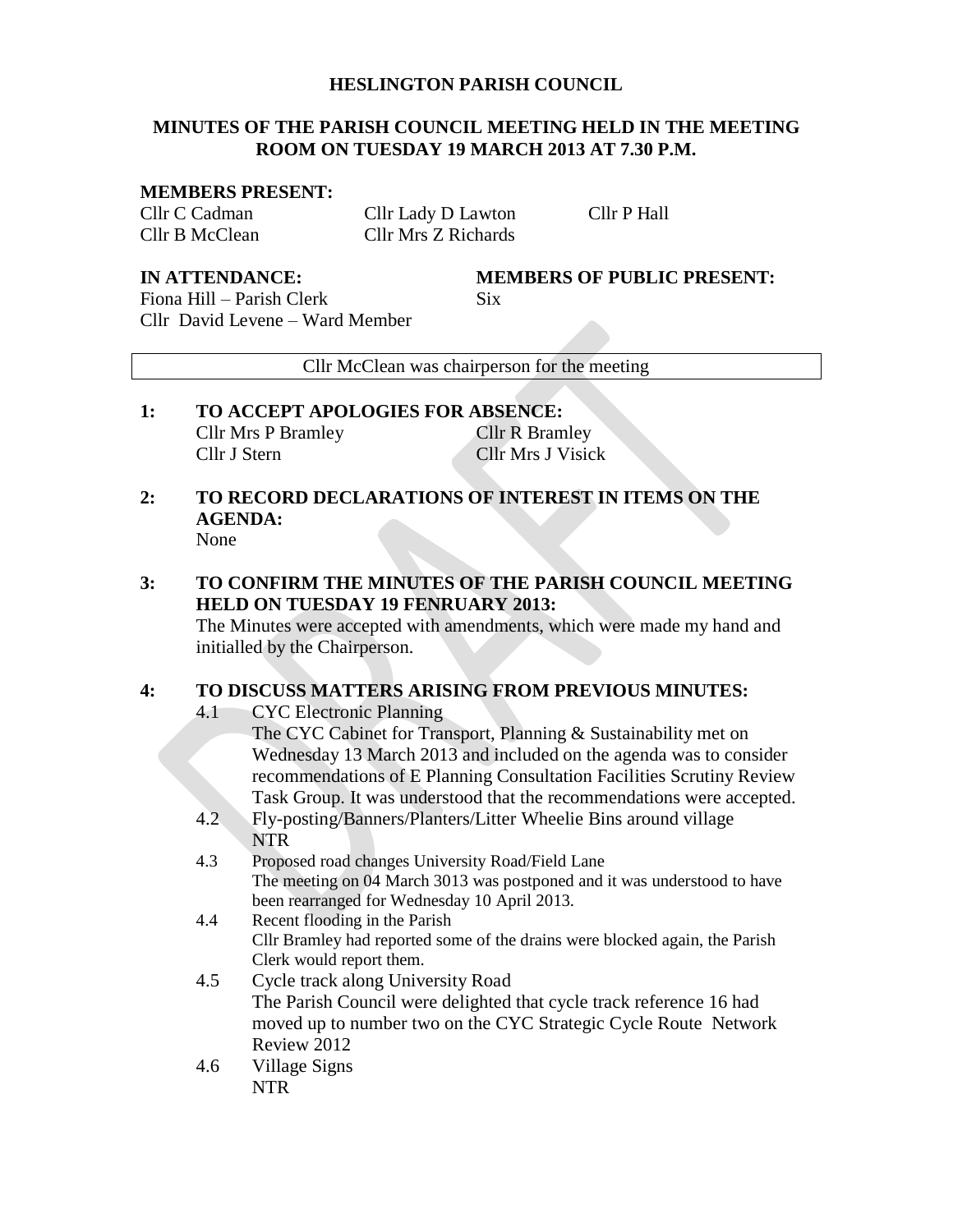# HESLINGTON PARISH COUNCIL

## MINUTES OF THE PARISH COUNCIL MEETING HELD IN THE MEETING ROOM ON TUESDAY 19 MARCH 2013 AT 7.30 P.M.

**MEMBERS PRESENT:**

Cllr C Cadman
Cllr Lady D Lawton
Cllr P Hall
Cllr B McClean
Cllr Mrs Z Richards

**IN ATTENDANCE:**

Fiona Hill – Parish Clerk
Cllr David Levene – Ward Member

**MEMBERS OF PUBLIC PRESENT:**

Six

Cllr McClean was chairperson for the meeting

**1: TO ACCEPT APOLOGIES FOR ABSENCE:**

Cllr Mrs P Bramley
Cllr R Bramley
Cllr J Stern
Cllr Mrs J Visick

**2: TO RECORD DECLARATIONS OF INTEREST IN ITEMS ON THE AGENDA:**

None

**3: TO CONFIRM THE MINUTES OF THE PARISH COUNCIL MEETING HELD ON TUESDAY 19 FENRUARY 2013:**

The Minutes were accepted with amendments, which were made my hand and initialled by the Chairperson.

**4: TO DISCUSS MATTERS ARISING FROM PREVIOUS MINUTES:**

4.1 CYC Electronic Planning
The CYC Cabinet for Transport, Planning & Sustainability met on Wednesday 13 March 2013 and included on the agenda was to consider recommendations of E Planning Consultation Facilities Scrutiny Review Task Group. It was understood that the recommendations were accepted.

4.2 Fly-posting/Banners/Planters/Litter Wheelie Bins around village
NTR

4.3 Proposed road changes University Road/Field Lane
The meeting on 04 March 3013 was postponed and it was understood to have been rearranged for Wednesday 10 April 2013.

4.4 Recent flooding in the Parish
Cllr Bramley had reported some of the drains were blocked again, the Parish Clerk would report them.

4.5 Cycle track along University Road
The Parish Council were delighted that cycle track reference 16 had moved up to number two on the CYC Strategic Cycle Route Network Review 2012

4.6 Village Signs
NTR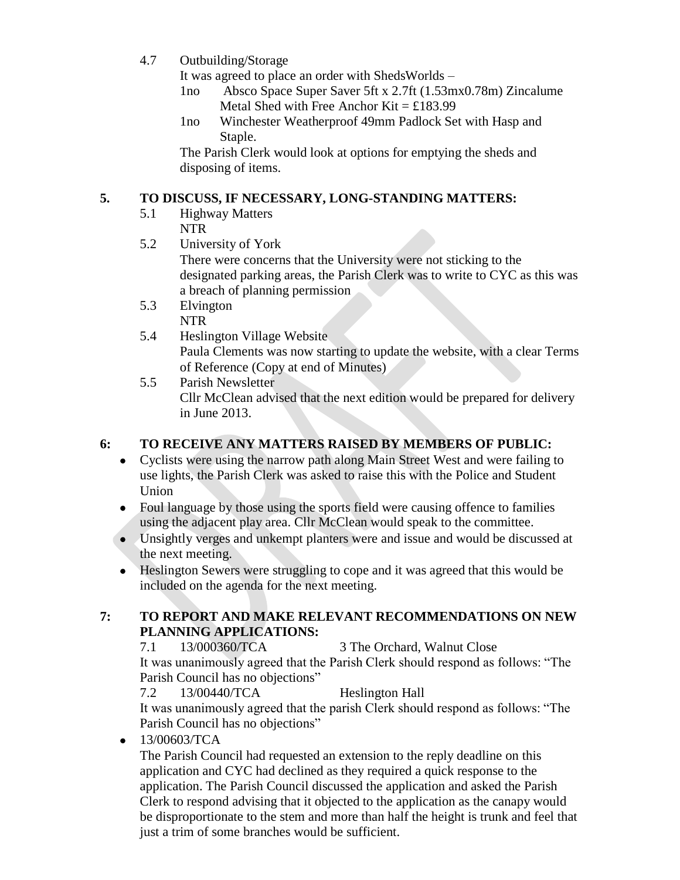4.7 Outbuilding/Storage

It was agreed to place an order with ShedsWorlds –

1no Absco Space Super Saver 5ft x 2.7ft (1.53mx0.78m) Zincalume Metal Shed with Free Anchor Kit = £183.99

1no Winchester Weatherproof 49mm Padlock Set with Hasp and Staple.

The Parish Clerk would look at options for emptying the sheds and disposing of items.

## 5. TO DISCUSS, IF NECESSARY, LONG-STANDING MATTERS:

5.1 Highway Matters

NTR

5.2 University of York

There were concerns that the University were not sticking to the designated parking areas, the Parish Clerk was to write to CYC as this was a breach of planning permission

5.3 Elvington

NTR

5.4 Heslington Village Website

Paula Clements was now starting to update the website, with a clear Terms of Reference (Copy at end of Minutes)

5.5 Parish Newsletter

Cllr McClean advised that the next edition would be prepared for delivery in June 2013.

## 6: TO RECEIVE ANY MATTERS RAISED BY MEMBERS OF PUBLIC:

- Cyclists were using the narrow path along Main Street West and were failing to use lights, the Parish Clerk was asked to raise this with the Police and Student Union
- Foul language by those using the sports field were causing offence to families using the adjacent play area. Cllr McClean would speak to the committee.
- Unsightly verges and unkempt planters were and issue and would be discussed at the next meeting.
- Heslington Sewers were struggling to cope and it was agreed that this would be included on the agenda for the next meeting.

## 7: TO REPORT AND MAKE RELEVANT RECOMMENDATIONS ON NEW PLANNING APPLICATIONS:

7.1 13/000360/TCA 3 The Orchard, Walnut Close

It was unanimously agreed that the Parish Clerk should respond as follows: "The Parish Council has no objections"

7.2 13/00440/TCA Heslington Hall

It was unanimously agreed that the parish Clerk should respond as follows: "The Parish Council has no objections"

- 13/00603/TCA

  The Parish Council had requested an extension to the reply deadline on this application and CYC had declined as they required a quick response to the application. The Parish Council discussed the application and asked the Parish Clerk to respond advising that it objected to the application as the canapy would be disproportionate to the stem and more than half the height is trunk and feel that just a trim of some branches would be sufficient.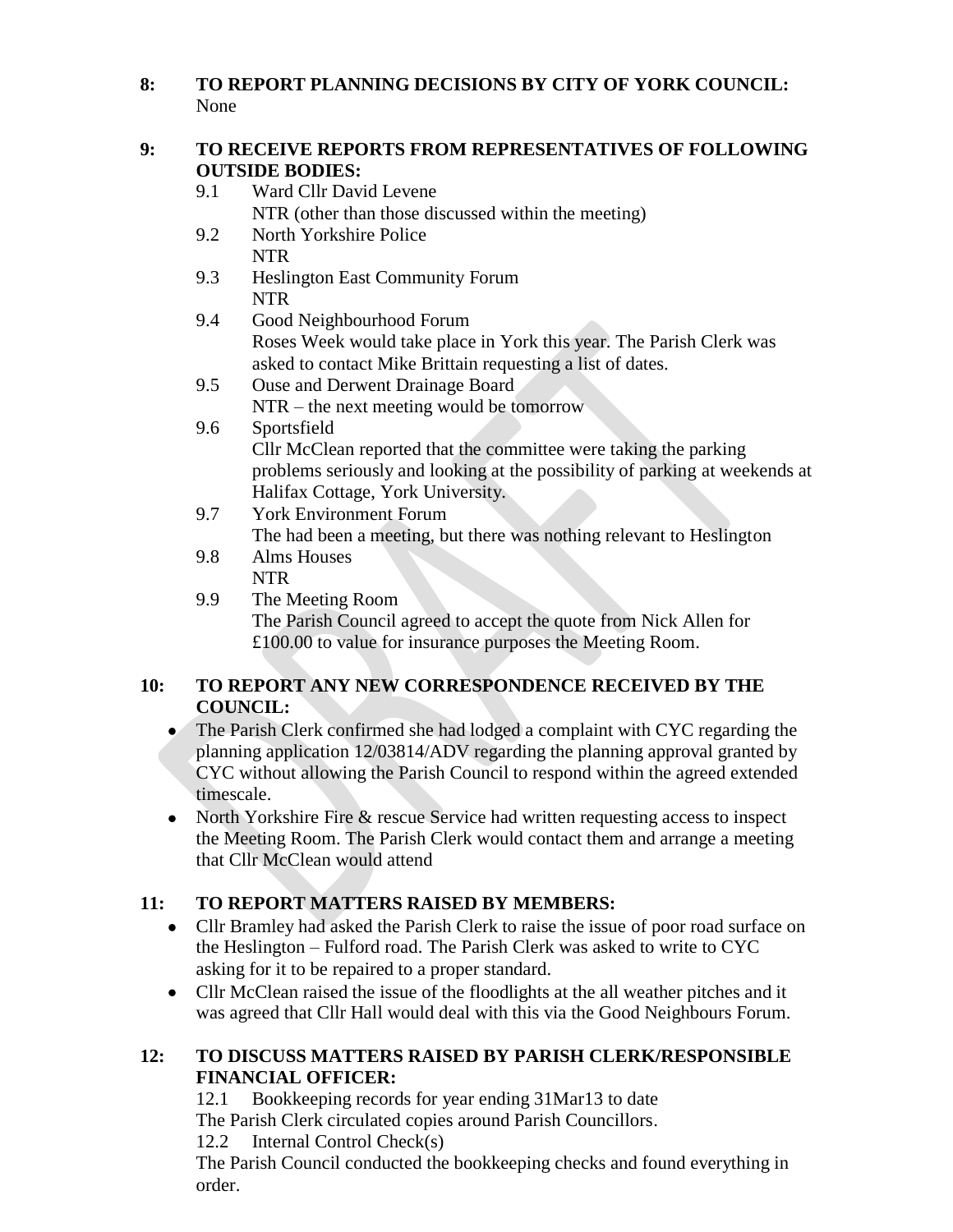**8: TO REPORT PLANNING DECISIONS BY CITY OF YORK COUNCIL:**
None

**9: TO RECEIVE REPORTS FROM REPRESENTATIVES OF FOLLOWING OUTSIDE BODIES:**

9.1 Ward Cllr David Levene
NTR (other than those discussed within the meeting)

9.2 North Yorkshire Police
NTR

9.3 Heslington East Community Forum
NTR

9.4 Good Neighbourhood Forum
Roses Week would take place in York this year. The Parish Clerk was asked to contact Mike Brittain requesting a list of dates.

9.5 Ouse and Derwent Drainage Board
NTR – the next meeting would be tomorrow

9.6 Sportsfield
Cllr McClean reported that the committee were taking the parking problems seriously and looking at the possibility of parking at weekends at Halifax Cottage, York University.

9.7 York Environment Forum
The had been a meeting, but there was nothing relevant to Heslington

9.8 Alms Houses
NTR

9.9 The Meeting Room
The Parish Council agreed to accept the quote from Nick Allen for £100.00 to value for insurance purposes the Meeting Room.

**10: TO REPORT ANY NEW CORRESPONDENCE RECEIVED BY THE COUNCIL:**

- The Parish Clerk confirmed she had lodged a complaint with CYC regarding the planning application 12/03814/ADV regarding the planning approval granted by CYC without allowing the Parish Council to respond within the agreed extended timescale.
- North Yorkshire Fire & rescue Service had written requesting access to inspect the Meeting Room. The Parish Clerk would contact them and arrange a meeting that Cllr McClean would attend

**11: TO REPORT MATTERS RAISED BY MEMBERS:**

- Cllr Bramley had asked the Parish Clerk to raise the issue of poor road surface on the Heslington – Fulford road. The Parish Clerk was asked to write to CYC asking for it to be repaired to a proper standard.
- Cllr McClean raised the issue of the floodlights at the all weather pitches and it was agreed that Cllr Hall would deal with this via the Good Neighbours Forum.

**12: TO DISCUSS MATTERS RAISED BY PARISH CLERK/RESPONSIBLE FINANCIAL OFFICER:**

12.1 Bookkeeping records for year ending 31Mar13 to date
The Parish Clerk circulated copies around Parish Councillors.

12.2 Internal Control Check(s)
The Parish Council conducted the bookkeeping checks and found everything in order.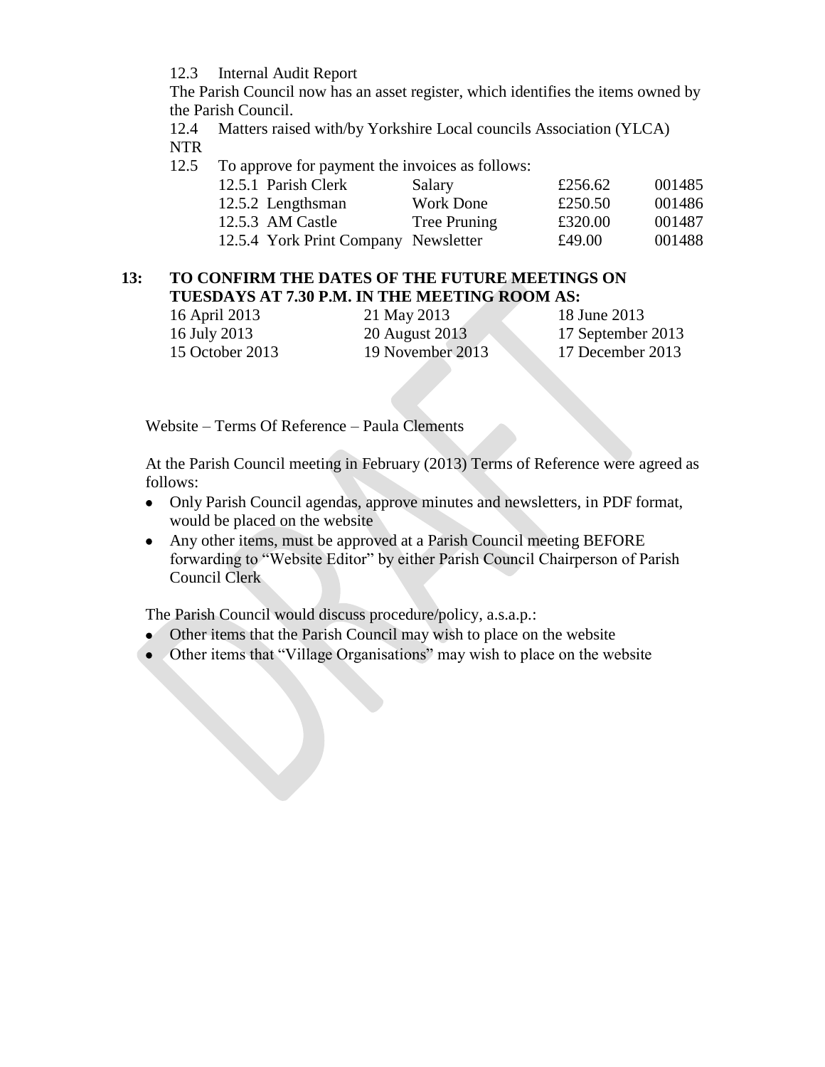12.3 Internal Audit Report

The Parish Council now has an asset register, which identifies the items owned by the Parish Council.

12.4 Matters raised with/by Yorkshire Local councils Association (YLCA)

NTR

12.5 To approve for payment the invoices as follows:

| | | | |
|---|---|---|---|
| 12.5.1 Parish Clerk | Salary | £256.62 | 001485 |
| 12.5.2 Lengthsman | Work Done | £250.50 | 001486 |
| 12.5.3 AM Castle | Tree Pruning | £320.00 | 001487 |
| 12.5.4 York Print Company | Newsletter | £49.00 | 001488 |

**13: TO CONFIRM THE DATES OF THE FUTURE MEETINGS ON TUESDAYS AT 7.30 P.M. IN THE MEETING ROOM AS:**

| | | |
|---|---|---|
| 16 April 2013 | 21 May 2013 | 18 June 2013 |
| 16 July 2013 | 20 August 2013 | 17 September 2013 |
| 15 October 2013 | 19 November 2013 | 17 December 2013 |

Website – Terms Of Reference – Paula Clements

At the Parish Council meeting in February (2013) Terms of Reference were agreed as follows:

- Only Parish Council agendas, approve minutes and newsletters, in PDF format, would be placed on the website
- Any other items, must be approved at a Parish Council meeting BEFORE forwarding to "Website Editor" by either Parish Council Chairperson of Parish Council Clerk

The Parish Council would discuss procedure/policy, a.s.a.p.:

- Other items that the Parish Council may wish to place on the website
- Other items that "Village Organisations" may wish to place on the website